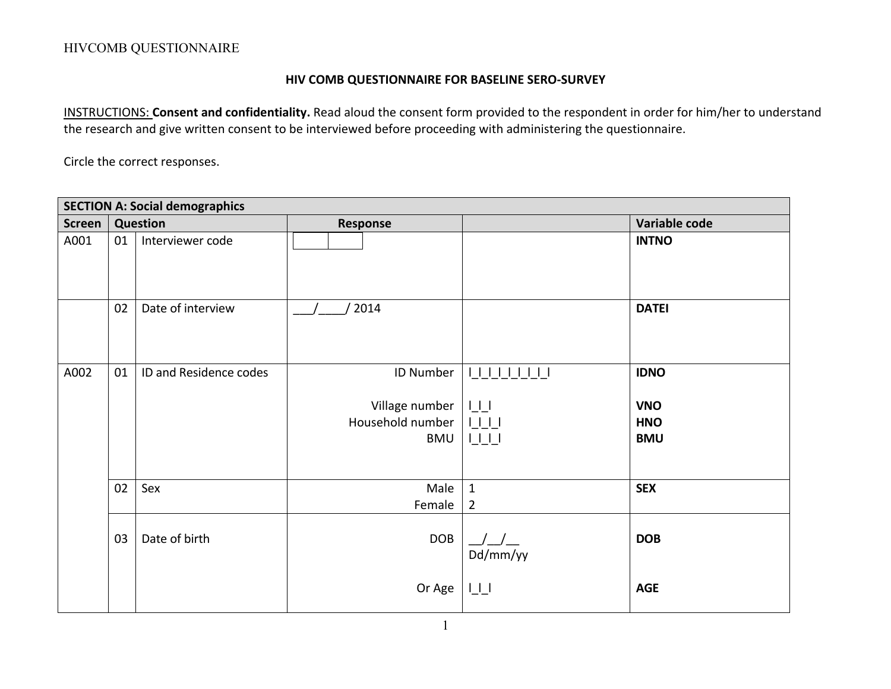HIVCOMB QUESTIONNAIRE

## HIV COMB QUESTIONNAIRE FOR BASELINE SERO-SURVEY

<u>INSTRUCTIONS:</u> **Consent and confidentiality.** Read aloud the consent form provided to the respondent in order for him/her to understand the research and give written consent to be interviewed before proceeding with administering the questionnaire.

Circle the correct responses.

| **SECTION A: Social demographics** | | | | | |
|---|---|---|---|---|---|
| **Screen** | **Question** | | **Response** | | **Variable code** |
| A001 | 01 | Interviewer code | [ ][ ] | | **INTNO** |
| | 02 | Date of interview | ___/____/ 2014 | | **DATEI** |
| A002 | 01 | ID and Residence codes | ID Number<br><br>Village number<br>Household number<br>BMU | I_I_I_I_I_I_I_I_I<br><br>I_I_I<br>I_I_I_I<br>I_I_I_I | **IDNO**<br><br>**VNO**<br>**HNO**<br>**BMU** |
| | 02 | Sex | Male<br>Female | 1<br>2 | **SEX** |
| | 03 | Date of birth | DOB<br><br>Or Age | __/__/__<br>Dd/mm/yy<br><br>I_I_I | **DOB**<br><br><br>**AGE** |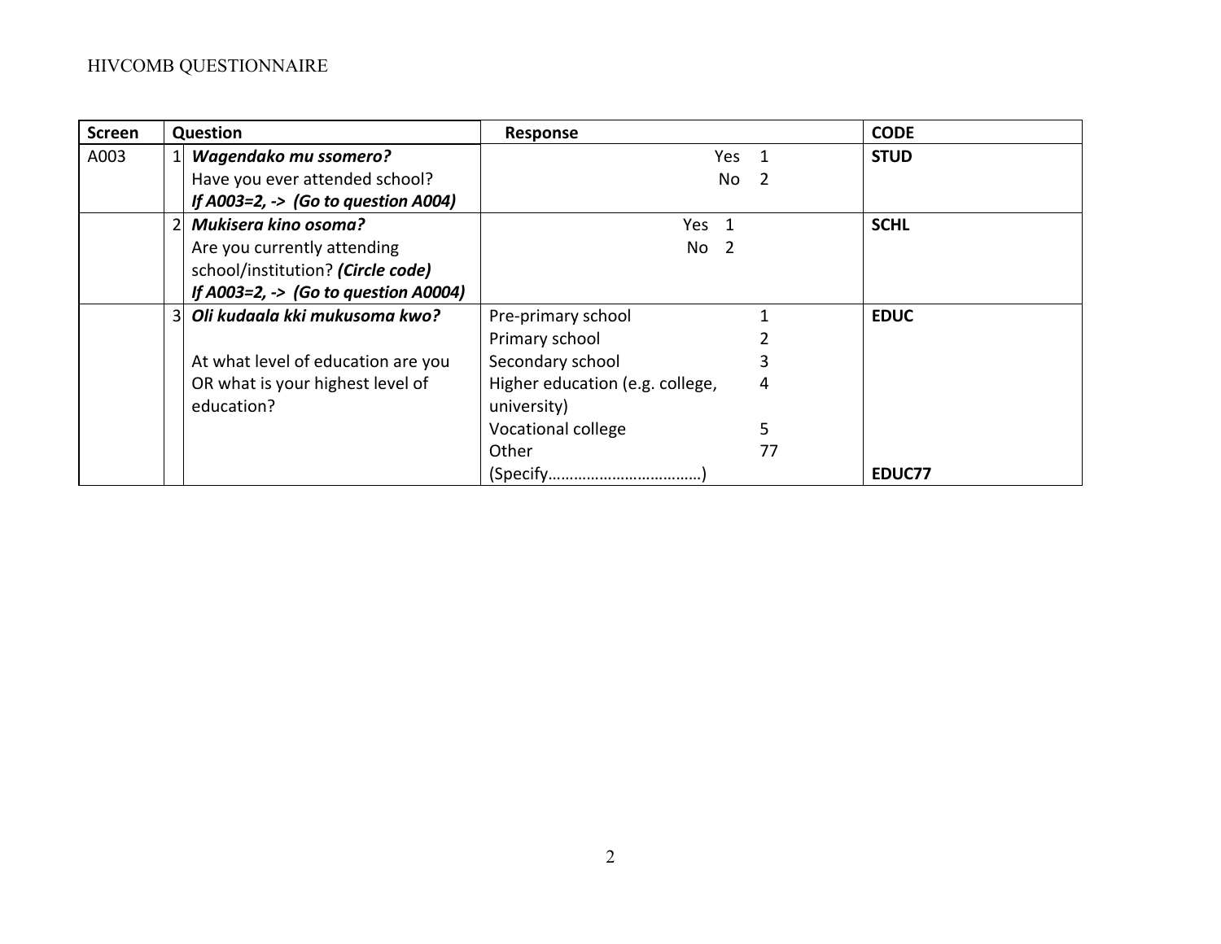| Screen | | Question | Response | CODE |
|---|---|---|---|---|
| A003 | 1 | ***Wagendako mu ssomero?***<br>Have you ever attended school?<br>***If A003=2, -> (Go to question A004)*** | Yes 1<br>No 2 | **STUD** |
| | 2 | ***Mukisera kino osoma?***<br>Are you currently attending school/institution? ***(Circle code)***<br>***If A003=2, -> (Go to question A0004)*** | Yes 1<br>No 2 | **SCHL** |
| | 3 | ***Oli kudaala kki mukusoma kwo?***<br><br>At what level of education are you OR what is your highest level of education? | Pre-primary school 1<br>Primary school 2<br>Secondary school 3<br>Higher education (e.g. college, university) 4<br>Vocational college 5<br>Other 77<br>(Specify………………………………) | **EDUC**<br><br><br><br><br><br><br>**EDUC77** |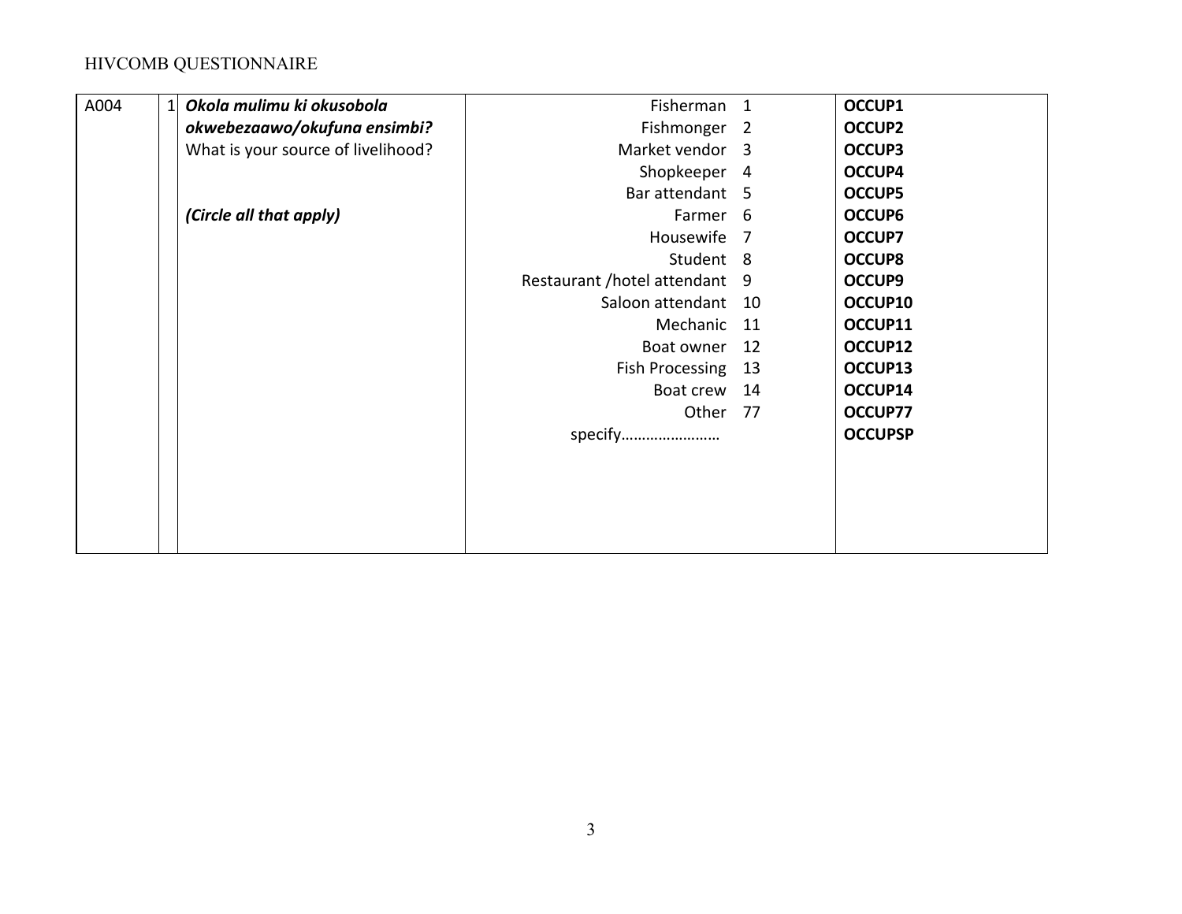| A004 | 1 | ***Okola mulimu ki okusobola okwebezaawo/okufuna ensimbi?*** What is your source of livelihood? ***(Circle all that apply)*** | Fisherman 1 | **OCCUP1** |
|---|---|---|---|---|
| | | | Fishmonger 2 | **OCCUP2** |
| | | | Market vendor 3 | **OCCUP3** |
| | | | Shopkeeper 4 | **OCCUP4** |
| | | | Bar attendant 5 | **OCCUP5** |
| | | | Farmer 6 | **OCCUP6** |
| | | | Housewife 7 | **OCCUP7** |
| | | | Student 8 | **OCCUP8** |
| | | | Restaurant /hotel attendant 9 | **OCCUP9** |
| | | | Saloon attendant 10 | **OCCUP10** |
| | | | Mechanic 11 | **OCCUP11** |
| | | | Boat owner 12 | **OCCUP12** |
| | | | Fish Processing 13 | **OCCUP13** |
| | | | Boat crew 14 | **OCCUP14** |
| | | | Other 77 | **OCCUP77** |
| | | | specify…………………… | **OCCUPSP** |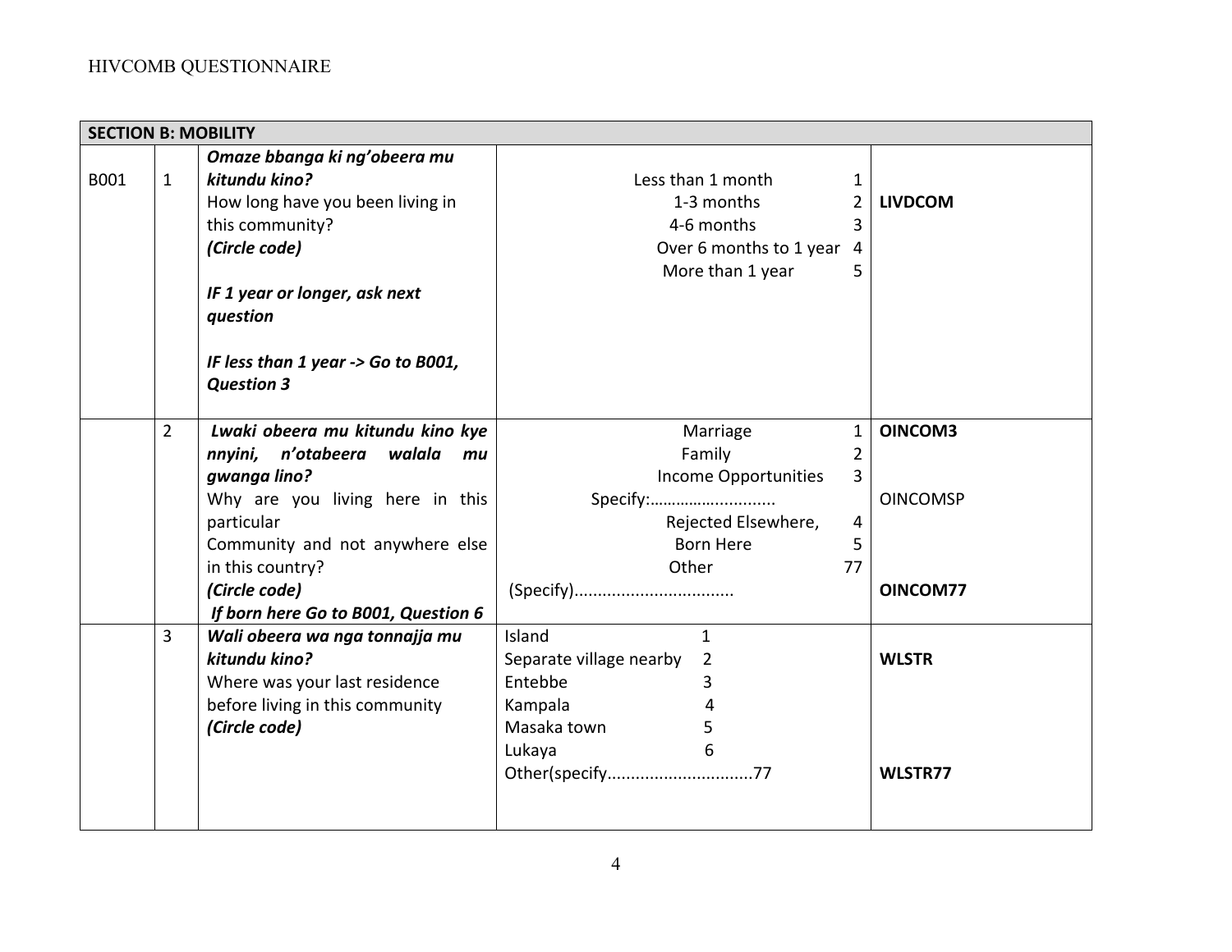| SECTION B: MOBILITY | | | | |
|---|---|---|---|---|
| B001 | 1 | ***Omaze bbanga ki ng'obeera mu kitundu kino?***<br>How long have you been living in this community?<br>***(Circle code)***<br><br>***IF 1 year or longer, ask next question***<br><br>***IF less than 1 year -> Go to B001, Question 3*** | Less than 1 month 1<br>1-3 months 2<br>4-6 months 3<br>Over 6 months to 1 year 4<br>More than 1 year 5 | **LIVDCOM** |
| | 2 | ***Lwaki obeera mu kitundu kino kye nnyini, n'otabeera walala mu gwanga lino?***<br>Why are you living here in this particular Community and not anywhere else in this country?<br>***(Circle code)***<br>***If born here Go to B001, Question 6*** | Marriage 1<br>Family 2<br>Income Opportunities 3<br>Specify:………….............<br>Rejected Elsewhere, 4<br>Born Here 5<br>Other 77<br>(Specify)................................. | **OINCOM3**<br><br>OINCOMSP<br><br>**OINCOM77** |
| | 3 | ***Wali obeera wa nga tonnajja mu kitundu kino?***<br>Where was your last residence before living in this community<br>***(Circle code)*** | Island 1<br>Separate village nearby 2<br>Entebbe 3<br>Kampala 4<br>Masaka town 5<br>Lukaya 6<br>Other(specify...............................77 | **WLSTR**<br><br>**WLSTR77** |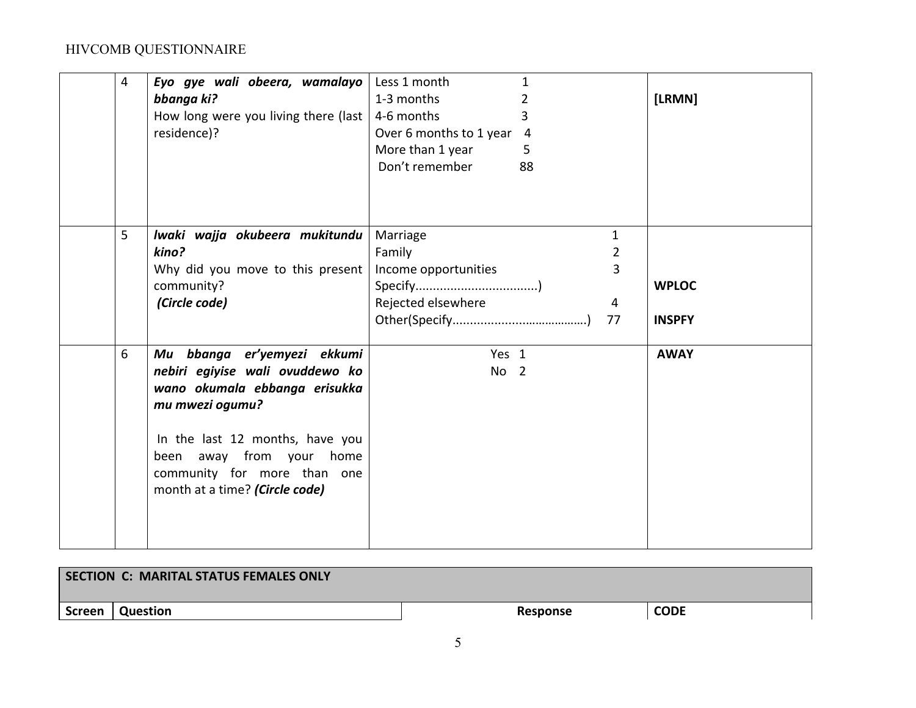| | | | | |
|---|---|---|---|---|
| | 4 | ***Eyo gye wali obeera, wamalayo bbanga ki?*** <br> How long were you living there (last residence)? | Less 1 month 1 <br> 1-3 months 2 <br> 4-6 months 3 <br> Over 6 months to 1 year 4 <br> More than 1 year 5 <br> Don't remember 88 | **[LRMN]** |
| | 5 | ***lwaki wajja okubeera mukitundu kino?*** <br> Why did you move to this present community? <br> ***(Circle code)*** | Marriage 1 <br> Family 2 <br> Income opportunities 3 <br> Specify...................................) <br> Rejected elsewhere 4 <br> Other(Specify.......................……………) 77 | **WPLOC** <br><br> **INSPFY** |
| | 6 | ***Mu bbanga er'yemyezi ekkumi nebiri egiyise wali ovuddewo ko wano okumala ebbanga erisukka mu mwezi ogumu?*** <br><br> In the last 12 months, have you been away from your home community for more than one month at a time? ***(Circle code)*** | Yes 1 <br> No 2 | **AWAY** |

| **SECTION C: MARITAL STATUS FEMALES ONLY** | | | |
|---|---|---|---|
| **Screen** | **Question** | **Response** | **CODE** |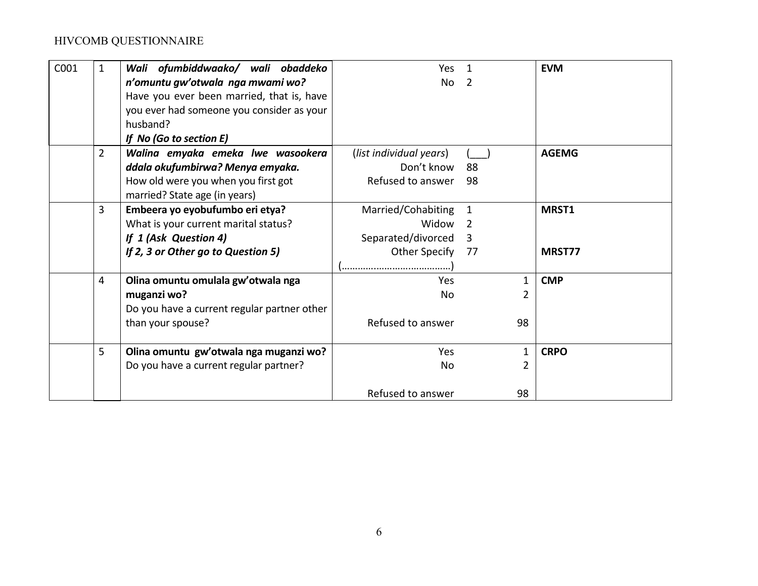| | | | | |
|---|---|---|---|---|
| C001 | 1 | ***Wali ofumbiddwaako/ wali obaddeko n'omuntu gw'otwala nga mwami wo?***<br>Have you ever been married, that is, have you ever had someone you consider as your husband?<br>***If No (Go to section E)*** | Yes 1<br>No 2 | **EVM** |
| | 2 | ***Walina emyaka emeka lwe wasookera ddala okufumbirwa? Menya emyaka.***<br>How old were you when you first got married? State age (in years) | (*list individual years*) (___)<br>Don't know 88<br>Refused to answer 98 | **AGEMG** |
| | 3 | **Embeera yo eyobufumbo eri etya?**<br>What is your current marital status?<br>***If 1 (Ask Question 4)***<br>***If 2, 3 or Other go to Question 5)*** | Married/Cohabiting 1<br>Widow 2<br>Separated/divorced 3<br>Other Specify 77<br>(…………………………………) | **MRST1**<br><br><br>**MRST77** |
| | 4 | **Olina omuntu omulala gw'otwala nga muganzi wo?**<br>Do you have a current regular partner other than your spouse? | Yes 1<br>No 2<br>Refused to answer 98 | **CMP** |
| | 5 | **Olina omuntu gw'otwala nga muganzi wo?**<br>Do you have a current regular partner? | Yes 1<br>No 2<br>Refused to answer 98 | **CRPO** |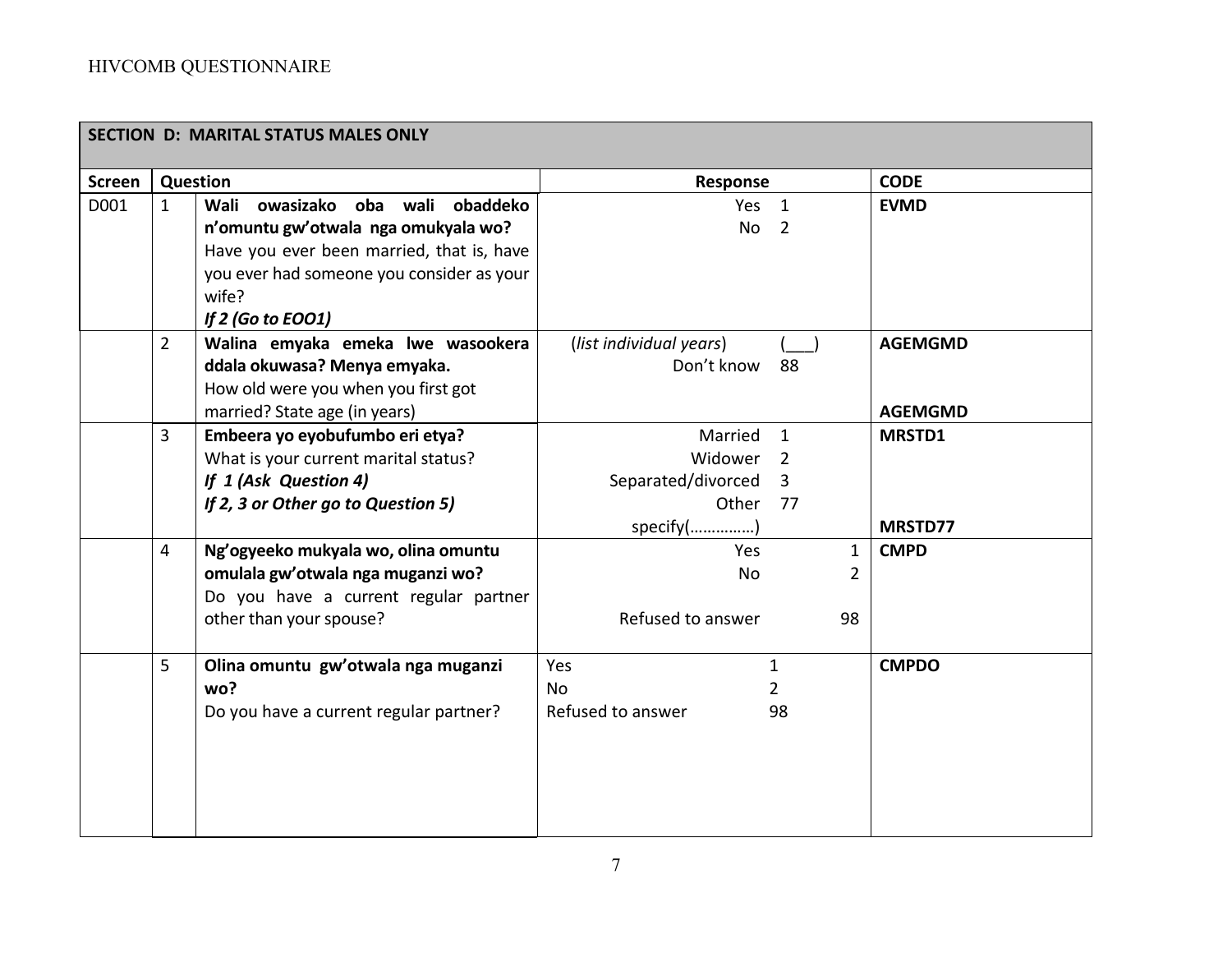| SECTION D: MARITAL STATUS MALES ONLY | | | | |
|---|---|---|---|---|
| **Screen** | **Question** | | **Response** | **CODE** |
| D001 | 1 | **Wali owasizako oba wali obaddeko n'omuntu gw'otwala nga omukyala wo?**<br>Have you ever been married, that is, have you ever had someone you consider as your wife?<br>***If 2 (Go to EOO1)*** | Yes 1<br>No 2 | **EVMD** |
| | 2 | **Walina emyaka emeka lwe wasookera ddala okuwasa? Menya emyaka.**<br>How old were you when you first got married? State age (in years) | (*list individual years*) (___)<br>Don't know 88 | **AGEMGMD**<br><br>**AGEMGMD** |
| | 3 | **Embeera yo eyobufumbo eri etya?**<br>What is your current marital status?<br>***If 1 (Ask Question 4)***<br>***If 2, 3 or Other go to Question 5)*** | Married 1<br>Widower 2<br>Separated/divorced 3<br>Other 77<br>specify(…………..) | **MRSTD1**<br><br>**MRSTD77** |
| | 4 | **Ng'ogyeeko mukyala wo, olina omuntu omulala gw'otwala nga muganzi wo?**<br>Do you have a current regular partner other than your spouse? | Yes 1<br>No 2<br>Refused to answer 98 | **CMPD** |
| | 5 | **Olina omuntu gw'otwala nga muganzi wo?**<br>Do you have a current regular partner? | Yes 1<br>No 2<br>Refused to answer 98 | **CMPDO** |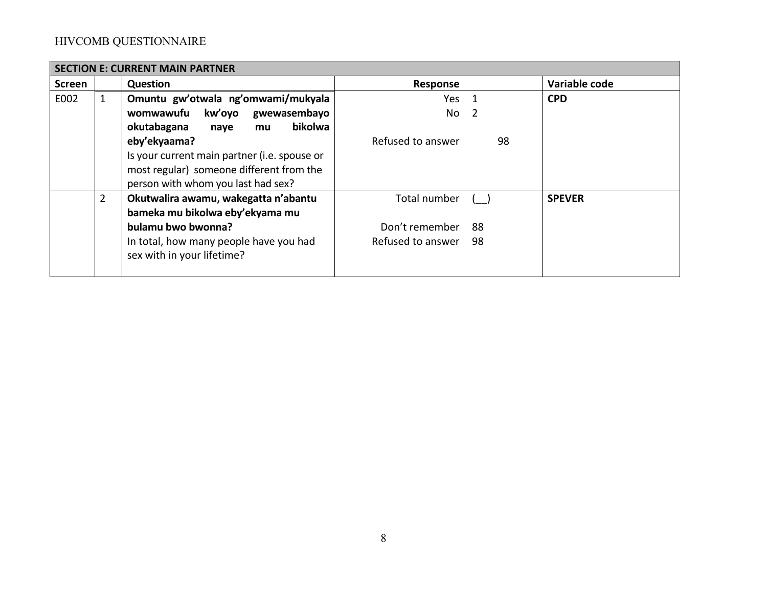| SECTION E: CURRENT MAIN PARTNER | | | | |
|---|---|---|---|---|
| **Screen** | | **Question** | **Response** | **Variable code** |
| E002 | 1 | **Omuntu gw'otwala ng'omwami/mukyala womwawufu kw'oyo gwewasembayo okutabagana naye mu bikolwa eby'ekyaama?**<br>Is your current main partner (i.e. spouse or most regular) someone different from the person with whom you last had sex? | Yes 1<br>No 2<br><br>Refused to answer 98 | **CPD** |
| | 2 | **Okutwalira awamu, wakegatta n'abantu bameka mu bikolwa eby'ekyama mu bulamu bwo bwonna?**<br>In total, how many people have you had sex with in your lifetime? | Total number (__)<br><br>Don't remember 88<br>Refused to answer 98 | **SPEVER** |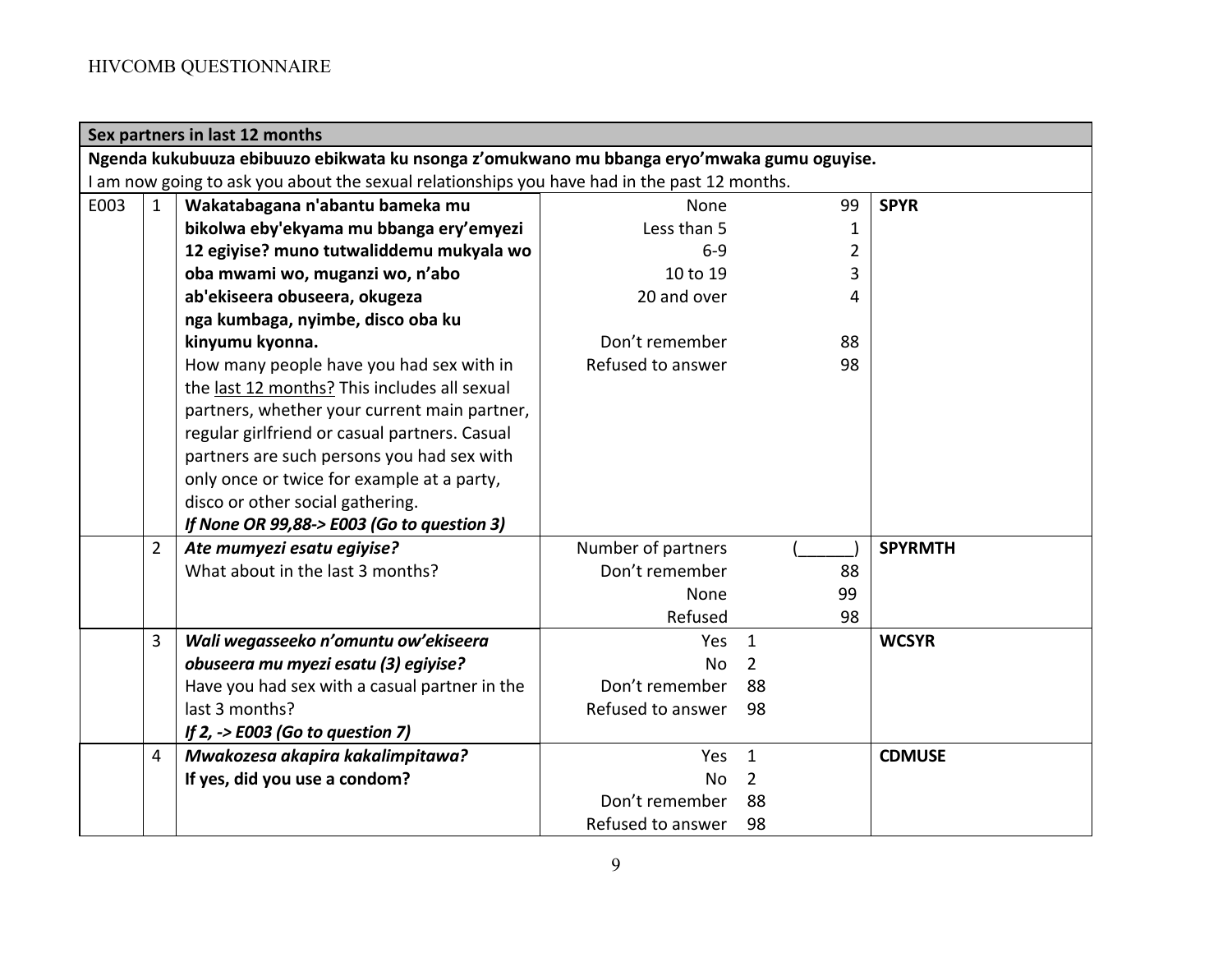| Sex partners in last 12 months | | | | |
|---|---|---|---|---|
| **Ngenda kukubuuza ebibuuzo ebikwata ku nsonga z'omukwano mu bbanga eryo'mwaka gumu oguyise.**<br>I am now going to ask you about the sexual relationships you have had in the past 12 months. | | | | |
| E003 | 1 | **Wakatabagana n'abantu bameka mu bikolwa eby'ekyama mu bbanga ery'emyezi 12 egiyise? muno tutwaliddemu mukyala wo oba mwami wo, muganzi wo, n'abo ab'ekiseera obuseera, okugeza nga kumbaga, nyimbe, disco oba ku kinyumu kyonna.**<br>How many people have you had sex with in the last 12 months? This includes all sexual partners, whether your current main partner, regular girlfriend or casual partners. Casual partners are such persons you had sex with only once or twice for example at a party, disco or other social gathering.<br>***If None OR 99,88-> E003 (Go to question 3)*** | None 99<br>Less than 5 1<br>6-9 2<br>10 to 19 3<br>20 and over 4<br><br>Don't remember 88<br>Refused to answer 98 | **SPYR** |
| | 2 | ***Ate mumyezi esatu egiyise?***<br>What about in the last 3 months? | Number of partners (______)<br>Don't remember 88<br>None 99<br>Refused 98 | **SPYRMTH** |
| | 3 | ***Wali wegasseeko n'omuntu ow'ekiseera obuseera mu myezi esatu (3) egiyise?***<br>Have you had sex with a casual partner in the last 3 months?<br>***If 2, -> E003 (Go to question 7)*** | Yes 1<br>No 2<br>Don't remember 88<br>Refused to answer 98 | **WCSYR** |
| | 4 | ***Mwakozesa akapira kakalimpitawa?***<br>**If yes, did you use a condom?** | Yes 1<br>No 2<br>Don't remember 88<br>Refused to answer 98 | **CDMUSE** |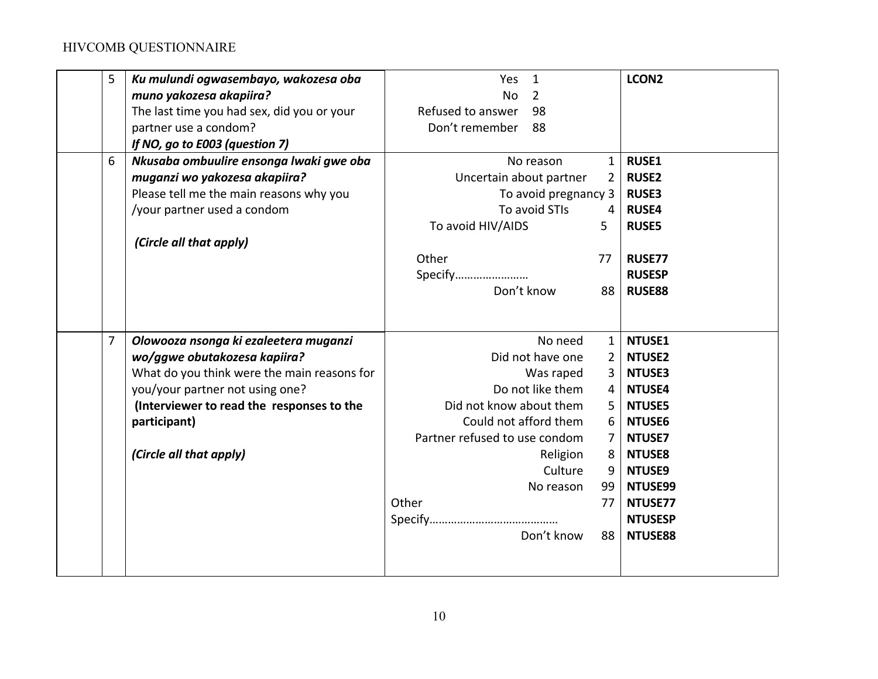| | | | | |
|---|---|---|---|---|
| | 5 | ***Ku mulundi ogwasembayo, wakozesa oba muno yakozesa akapiira?***<br>The last time you had sex, did you or your partner use a condom?<br>***If NO, go to E003 (question 7)*** | Yes 1<br>No 2<br>Refused to answer 98<br>Don't remember 88 | **LCON2** |
| | 6 | ***Nkusaba ombuulire ensonga lwaki gwe oba muganzi wo yakozesa akapiira?***<br>Please tell me the main reasons why you /your partner used a condom<br><br>***(Circle all that apply)*** | No reason 1<br>Uncertain about partner 2<br>To avoid pregnancy 3<br>To avoid STIs 4<br>To avoid HIV/AIDS 5<br><br>Other 77<br>Specify……………………<br>Don't know 88 | **RUSE1**<br>**RUSE2**<br>**RUSE3**<br>**RUSE4**<br>**RUSE5**<br><br>**RUSE77**<br>**RUSESP**<br>**RUSE88** |
| | 7 | ***Olowooza nsonga ki ezaleetera muganzi wo/ggwe obutakozesa kapiira?***<br>What do you think were the main reasons for you/your partner not using one?<br>**(Interviewer to read the responses to the participant)**<br><br>***(Circle all that apply)*** | No need 1<br>Did not have one 2<br>Was raped 3<br>Do not like them 4<br>Did not know about them 5<br>Could not afford them 6<br>Partner refused to use condom 7<br>Religion 8<br>Culture 9<br>No reason 99<br>Other 77<br>Specify……………………………………<br>Don't know 88 | **NTUSE1**<br>**NTUSE2**<br>**NTUSE3**<br>**NTUSE4**<br>**NTUSE5**<br>**NTUSE6**<br>**NTUSE7**<br>**NTUSE8**<br>**NTUSE9**<br>**NTUSE99**<br>**NTUSE77**<br>**NTUSESP**<br>**NTUSE88** |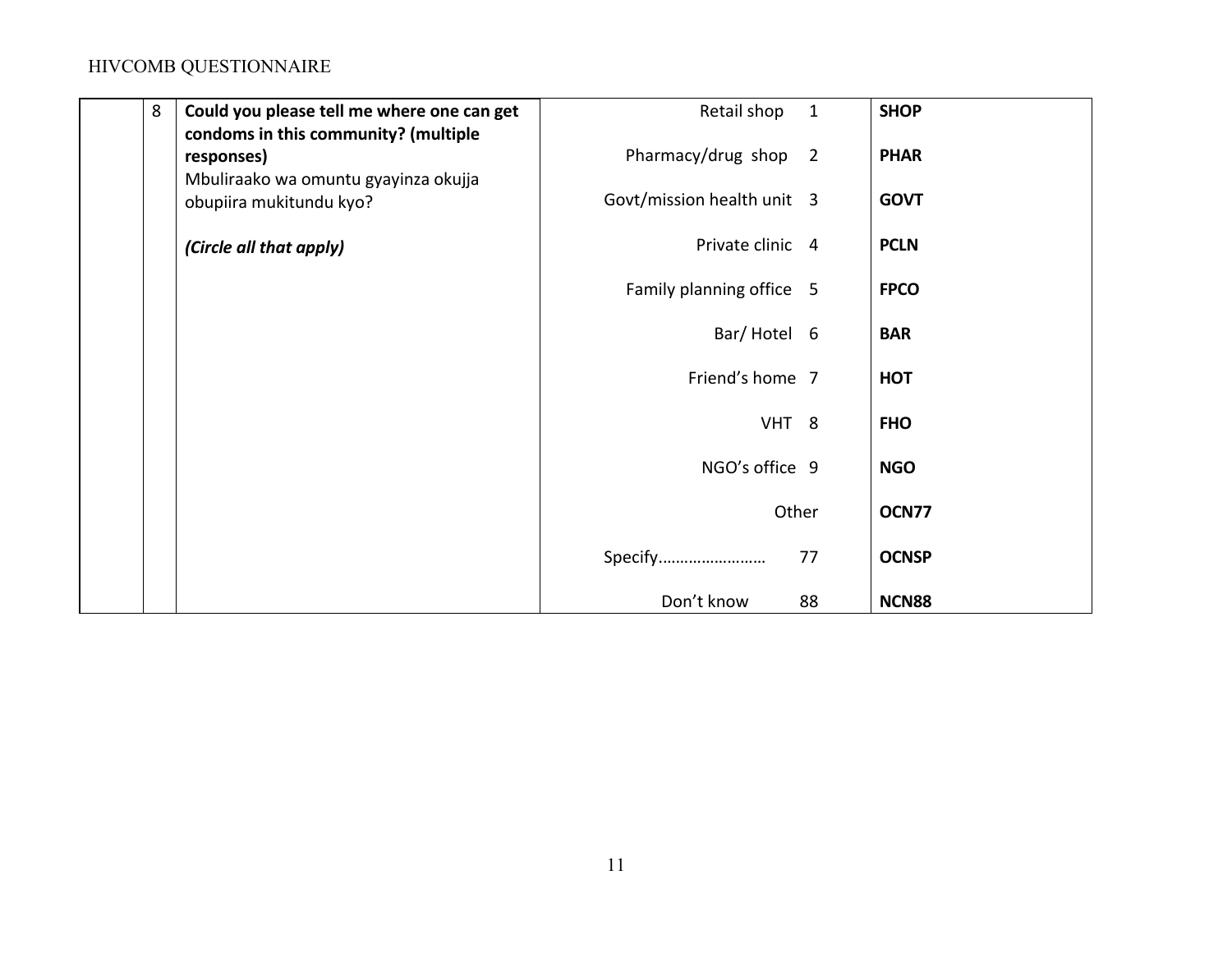| | | | | |
|---|---|---|---|---|
| | 8 | **Could you please tell me where one can get condoms in this community? (multiple responses)**<br>Mbuliraako wa omuntu gyayinza okujja obupiira mukitundu kyo?<br><br>***(Circle all that apply)*** | Retail shop 1 | **SHOP** |
| | | | Pharmacy/drug shop 2 | **PHAR** |
| | | | Govt/mission health unit 3 | **GOVT** |
| | | | Private clinic 4 | **PCLN** |
| | | | Family planning office 5 | **FPCO** |
| | | | Bar/ Hotel 6 | **BAR** |
| | | | Friend's home 7 | **HOT** |
| | | | VHT 8 | **FHO** |
| | | | NGO's office 9 | **NGO** |
| | | | Other | **OCN77** |
| | | | Specify…………………… 77 | **OCNSP** |
| | | | Don't know 88 | **NCN88** |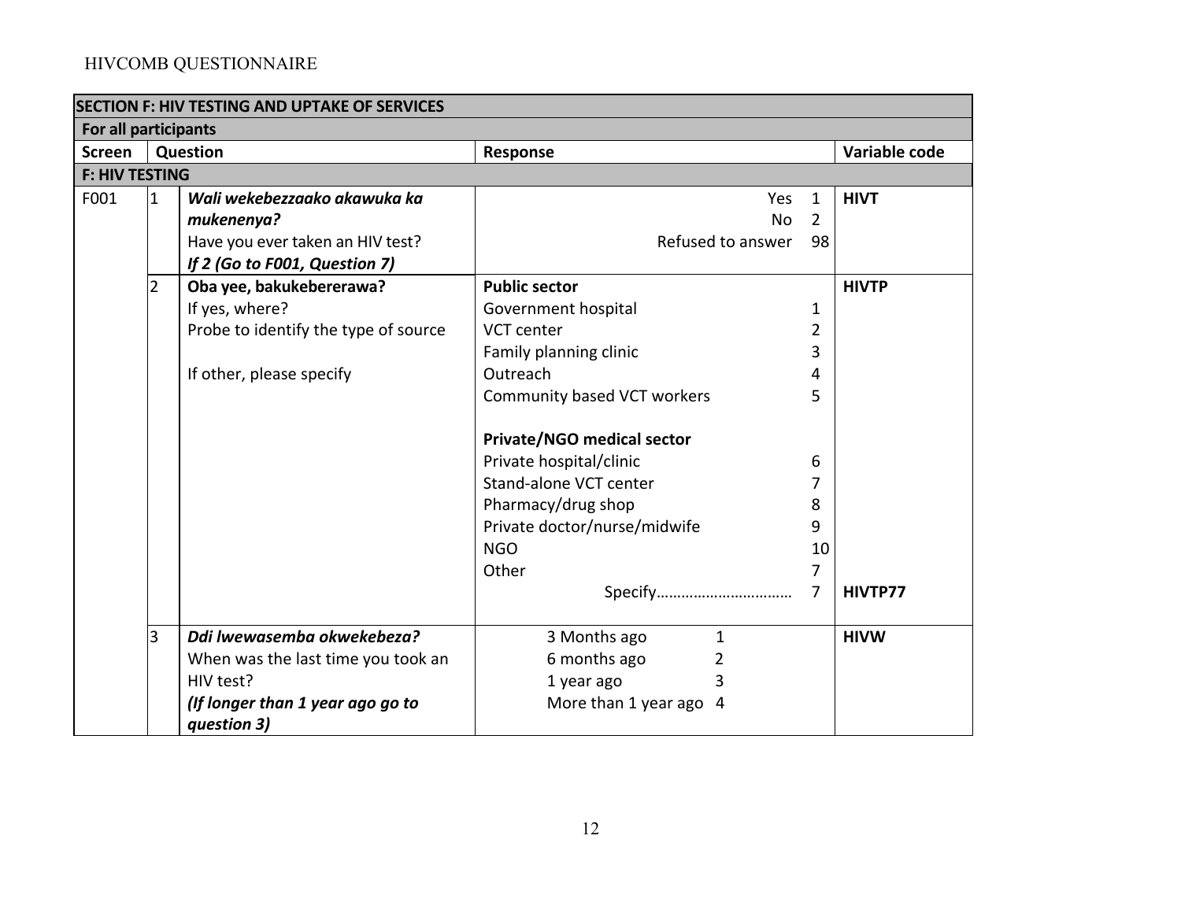HIVCOMB QUESTIONNAIRE

| SECTION F: HIV TESTING AND UPTAKE OF SERVICES | | | | |
|---|---|---|---|---|
| **For all participants** | | | | |
| **Screen** | | **Question** | **Response** | **Variable code** |
| **F: HIV TESTING** | | | | |
| F001 | 1 | ***Wali wekebezzaako akawuka ka mukenenya?***<br>Have you ever taken an HIV test?<br>***If 2 (Go to F001, Question 7)*** | Yes 1<br>No 2<br>Refused to answer 98 | **HIVT** |
| | 2 | **Oba yee, bakukebererawa?**<br>If yes, where?<br>Probe to identify the type of source<br><br>If other, please specify | **Public sector**<br>Government hospital 1<br>VCT center 2<br>Family planning clinic 3<br>Outreach 4<br>Community based VCT workers 5<br><br>**Private/NGO medical sector**<br>Private hospital/clinic 6<br>Stand-alone VCT center 7<br>Pharmacy/drug shop 8<br>Private doctor/nurse/midwife 9<br>NGO 10<br>Other 7<br>Specify…………………………… 7 | **HIVTP**<br><br><br><br><br><br><br><br><br><br><br><br><br><br>**HIVTP77** |
| | 3 | ***Ddi lwewasemba okwekebeza?***<br>When was the last time you took an HIV test?<br>***(If longer than 1 year ago go to question 3)*** | 3 Months ago 1<br>6 months ago 2<br>1 year ago 3<br>More than 1 year ago 4 | **HIVW** |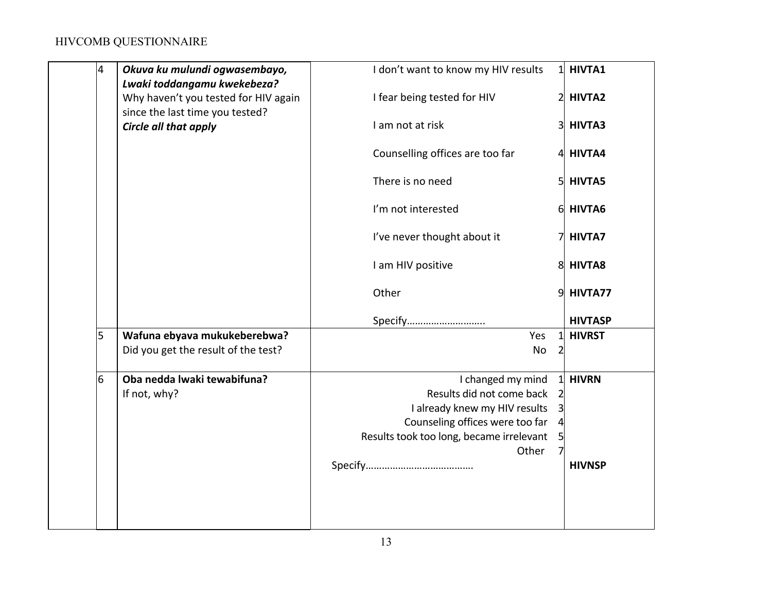|   | No. | Question | Response | Code | Variable |
|---|---|---|---|---|---|
|   | 4 | ***Okuva ku mulundi ogwasembayo, Lwaki toddangamu kwekebeza?*** Why haven't you tested for HIV again since the last time you tested? ***Circle all that apply*** | I don't want to know my HIV results | 1 | **HIVTA1** |
|   |   |   | I fear being tested for HIV | 2 | **HIVTA2** |
|   |   |   | I am not at risk | 3 | **HIVTA3** |
|   |   |   | Counselling offices are too far | 4 | **HIVTA4** |
|   |   |   | There is no need | 5 | **HIVTA5** |
|   |   |   | I'm not interested | 6 | **HIVTA6** |
|   |   |   | I've never thought about it | 7 | **HIVTA7** |
|   |   |   | I am HIV positive | 8 | **HIVTA8** |
|   |   |   | Other | 9 | **HIVTA77** |
|   |   |   | Specify……………………….. |   | **HIVTASP** |
|   | 5 | **Wafuna ebyava mukukeberebwa?** Did you get the result of the test? | Yes | 1 | **HIVRST** |
|   |   |   | No | 2 |   |
|   | 6 | **Oba nedda lwaki tewabifuna?** If not, why? | I changed my mind | 1 | **HIVRN** |
|   |   |   | Results did not come back | 2 |   |
|   |   |   | I already knew my HIV results | 3 |   |
|   |   |   | Counseling offices were too far | 4 |   |
|   |   |   | Results took too long, became irrelevant | 5 |   |
|   |   |   | Other | 7 |   |
|   |   |   | Specify…………………………………. |   | **HIVNSP** |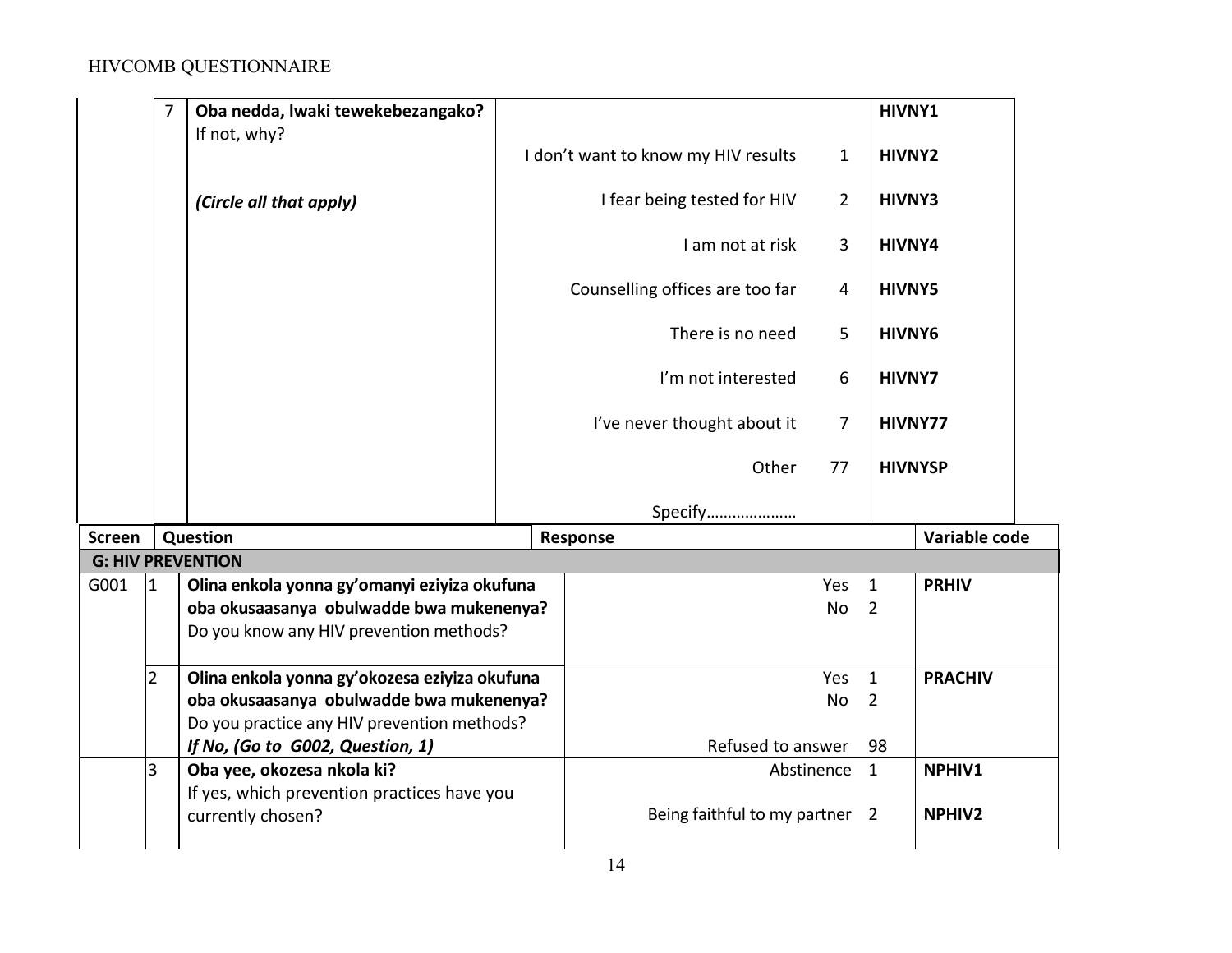| Screen | | Question | Response | | Variable code |
|---|---|---|---|---|---|
| | 7 | **Oba nedda, lwaki tewekebezangako?** If not, why? | | | **HIVNY1** |
| | | | I don't want to know my HIV results | 1 | **HIVNY2** |
| | | ***(Circle all that apply)*** | I fear being tested for HIV | 2 | **HIVNY3** |
| | | | I am not at risk | 3 | **HIVNY4** |
| | | | Counselling offices are too far | 4 | **HIVNY5** |
| | | | There is no need | 5 | **HIVNY6** |
| | | | I'm not interested | 6 | **HIVNY7** |
| | | | I've never thought about it | 7 | **HIVNY77** |
| | | | Other | 77 | **HIVNYSP** |
| | | | Specify………………… | | |

| Screen | | Question | Response | | Variable code |
|---|---|---|---|---|---|
| **G: HIV PREVENTION** | | | | | |
| G001 | 1 | **Olina enkola yonna gy'omanyi eziyiza okufuna oba okusaasanya obulwadde bwa mukenenya?** Do you know any HIV prevention methods? | Yes<br>No | 1<br>2 | **PRHIV** |
| | 2 | **Olina enkola yonna gy'okozesa eziyiza okufuna oba okusaasanya obulwadde bwa mukenenya?** Do you practice any HIV prevention methods? ***If No, (Go to G002, Question, 1)*** | Yes<br>No<br>Refused to answer | 1<br>2<br>98 | **PRACHIV** |
| | 3 | **Oba yee, okozesa nkola ki?** If yes, which prevention practices have you currently chosen? | Abstinence | 1 | **NPHIV1** |
| | | | Being faithful to my partner | 2 | **NPHIV2** |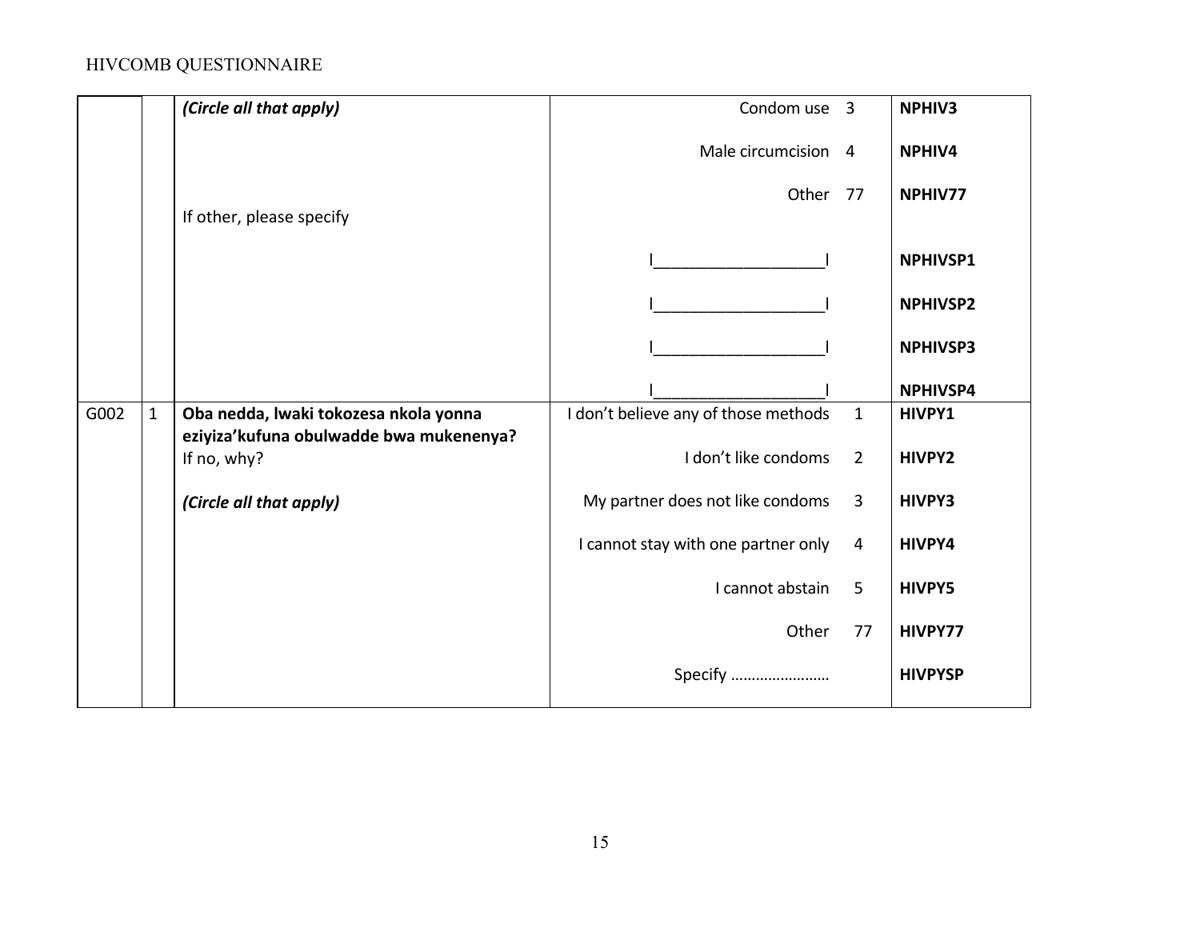| | | | | |
|---|---|---|---|---|
| | | *(Circle all that apply)* | Condom use 3 | **NPHIV3** |
| | | | Male circumcision 4 | **NPHIV4** |
| | | If other, please specify | Other 77 | **NPHIV77** |
| | | | I___________________I | **NPHIVSP1** |
| | | | I___________________I | **NPHIVSP2** |
| | | | I___________________I | **NPHIVSP3** |
| | | | I___________________I | **NPHIVSP4** |
| G002 | 1 | **Oba nedda, lwaki tokozesa nkola yonna eziyiza'kufuna obulwadde bwa mukenenya?** If no, why? | I don't believe any of those methods 1 | **HIVPY1** |
| | | *(Circle all that apply)* | I don't like condoms 2 | **HIVPY2** |
| | | | My partner does not like condoms 3 | **HIVPY3** |
| | | | I cannot stay with one partner only 4 | **HIVPY4** |
| | | | I cannot abstain 5 | **HIVPY5** |
| | | | Other 77 | **HIVPY77** |
| | | | Specify …………………… | **HIVPYSP** |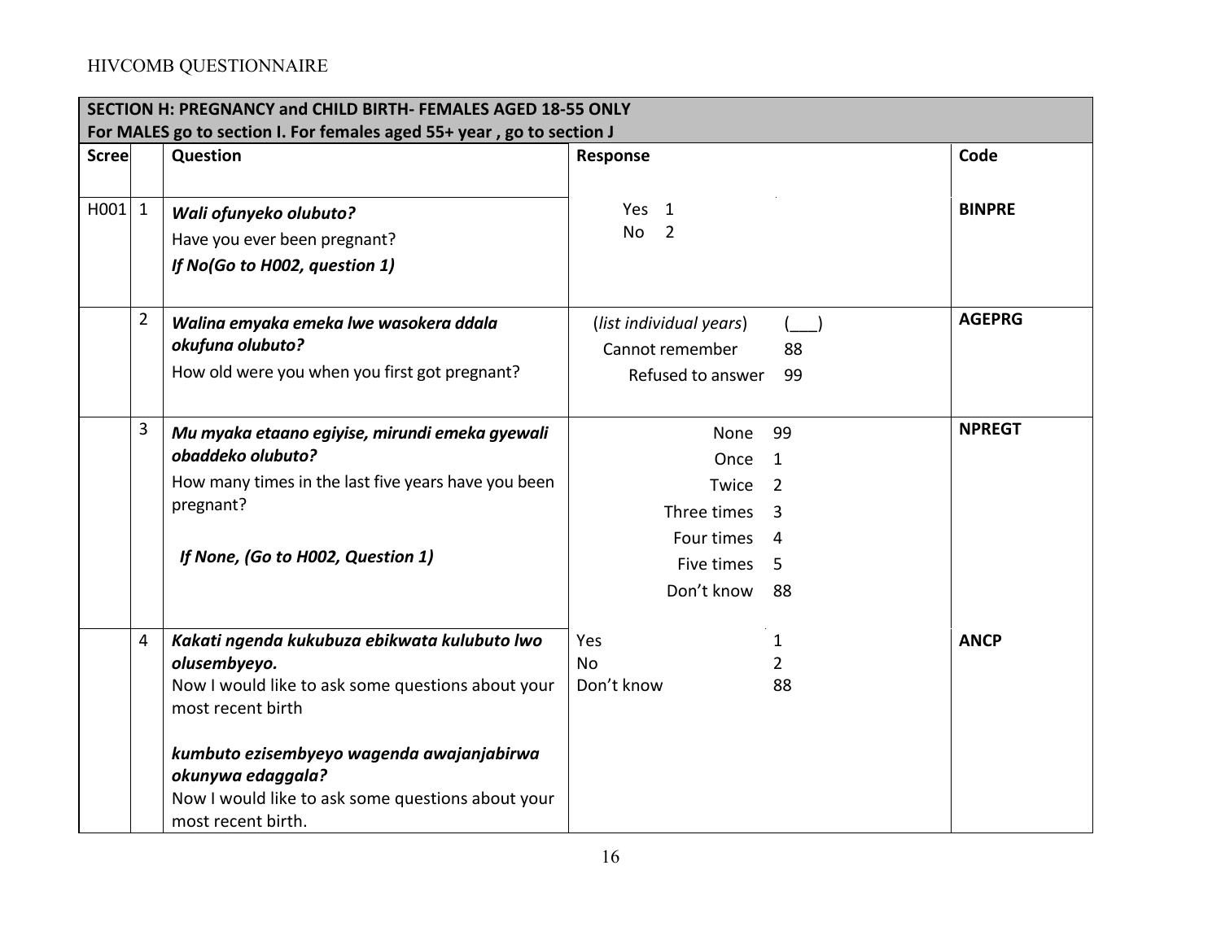| SECTION H: PREGNANCY and CHILD BIRTH- FEMALES AGED 18-55 ONLY<br>For MALES go to section I. For females aged 55+ year , go to section J | | | | |
|---|---|---|---|---|
| **Scree** | | **Question** | **Response** | **Code** |
| H001 | 1 | ***Wali ofunyeko olubuto?***<br>Have you ever been pregnant?<br>***If No(Go to H002, question 1)*** | Yes 1<br>No 2 | **BINPRE** |
| | 2 | ***Walina emyaka emeka lwe wasokera ddala okufuna olubuto?***<br>How old were you when you first got pregnant? | (*list individual years*) (___)<br>Cannot remember 88<br>Refused to answer 99 | **AGEPRG** |
| | 3 | ***Mu myaka etaano egiyise, mirundi emeka gyewali obaddeko olubuto?***<br>How many times in the last five years have you been pregnant?<br><br>***If None, (Go to H002, Question 1)*** | None 99<br>Once 1<br>Twice 2<br>Three times 3<br>Four times 4<br>Five times 5<br>Don't know 88 | **NPREGT** |
| | 4 | ***Kakati ngenda kukubuza ebikwata kulubuto lwo olusembyeyo.***<br>Now I would like to ask some questions about your most recent birth<br><br>***kumbuto ezisembyeyo wagenda awajanjabirwa okunywa edaggala?***<br>Now I would like to ask some questions about your most recent birth. | Yes 1<br>No 2<br>Don't know 88 | **ANCP** |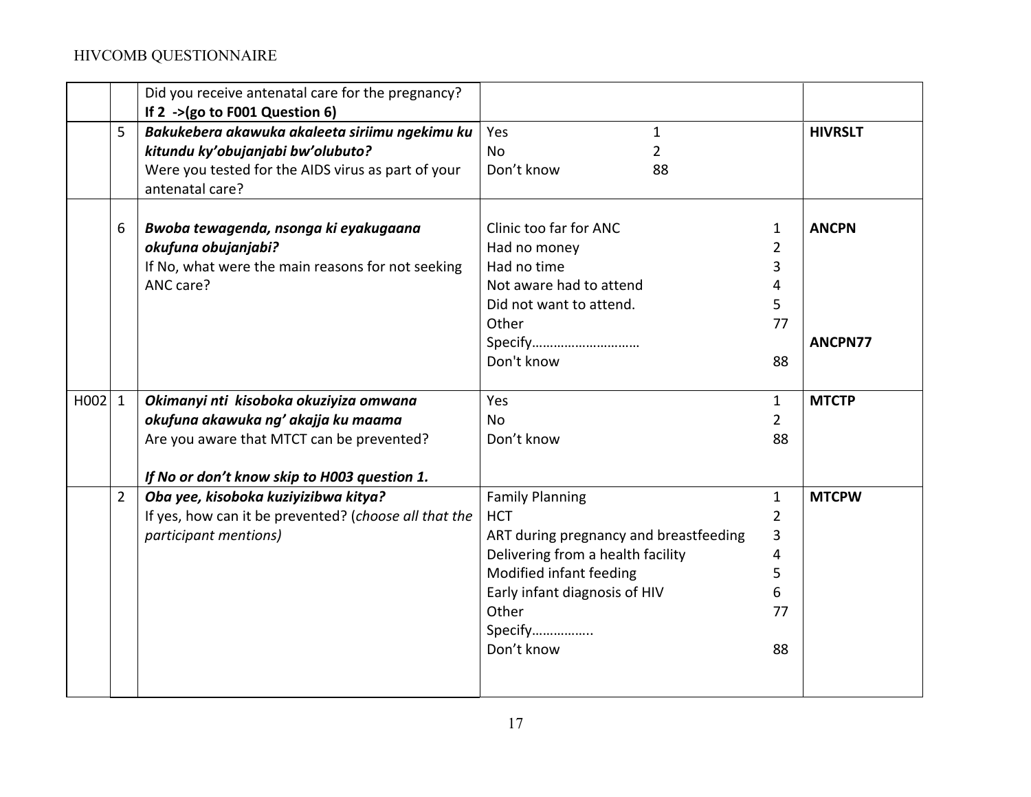| | | | | |
|---|---|---|---|---|
| | | Did you receive antenatal care for the pregnancy?<br>**If 2 ->(go to F001 Question 6)** | | |
| | 5 | ***Bakukebera akawuka akaleeta siriimu ngekimu ku kitundu ky'obujanjabi bw'olubuto?***<br>Were you tested for the AIDS virus as part of your antenatal care? | Yes 1<br>No 2<br>Don't know 88 | **HIVRSLT** |
| | 6 | ***Bwoba tewagenda, nsonga ki eyakugaana okufuna obujanjabi?***<br>If No, what were the main reasons for not seeking ANC care? | Clinic too far for ANC 1<br>Had no money 2<br>Had no time 3<br>Not aware had to attend 4<br>Did not want to attend. 5<br>Other 77<br>Specify………………………<br>Don't know 88 | **ANCPN**<br><br><br><br><br><br>**ANCPN77** |
| H002 | 1 | ***Okimanyi nti kisoboka okuziyiza omwana okufuna akawuka ng' akajja ku maama***<br>Are you aware that MTCT can be prevented?<br><br>***If No or don't know skip to H003 question 1.*** | Yes 1<br>No 2<br>Don't know 88 | **MTCTP** |
| | 2 | ***Oba yee, kisoboka kuziyizibwa kitya?***<br>If yes, how can it be prevented? (*choose all that the participant mentions)* | Family Planning 1<br>HCT 2<br>ART during pregnancy and breastfeeding 3<br>Delivering from a health facility 4<br>Modified infant feeding 5<br>Early infant diagnosis of HIV 6<br>Other 77<br>Specify……………..<br>Don't know 88 | **MTCPW** |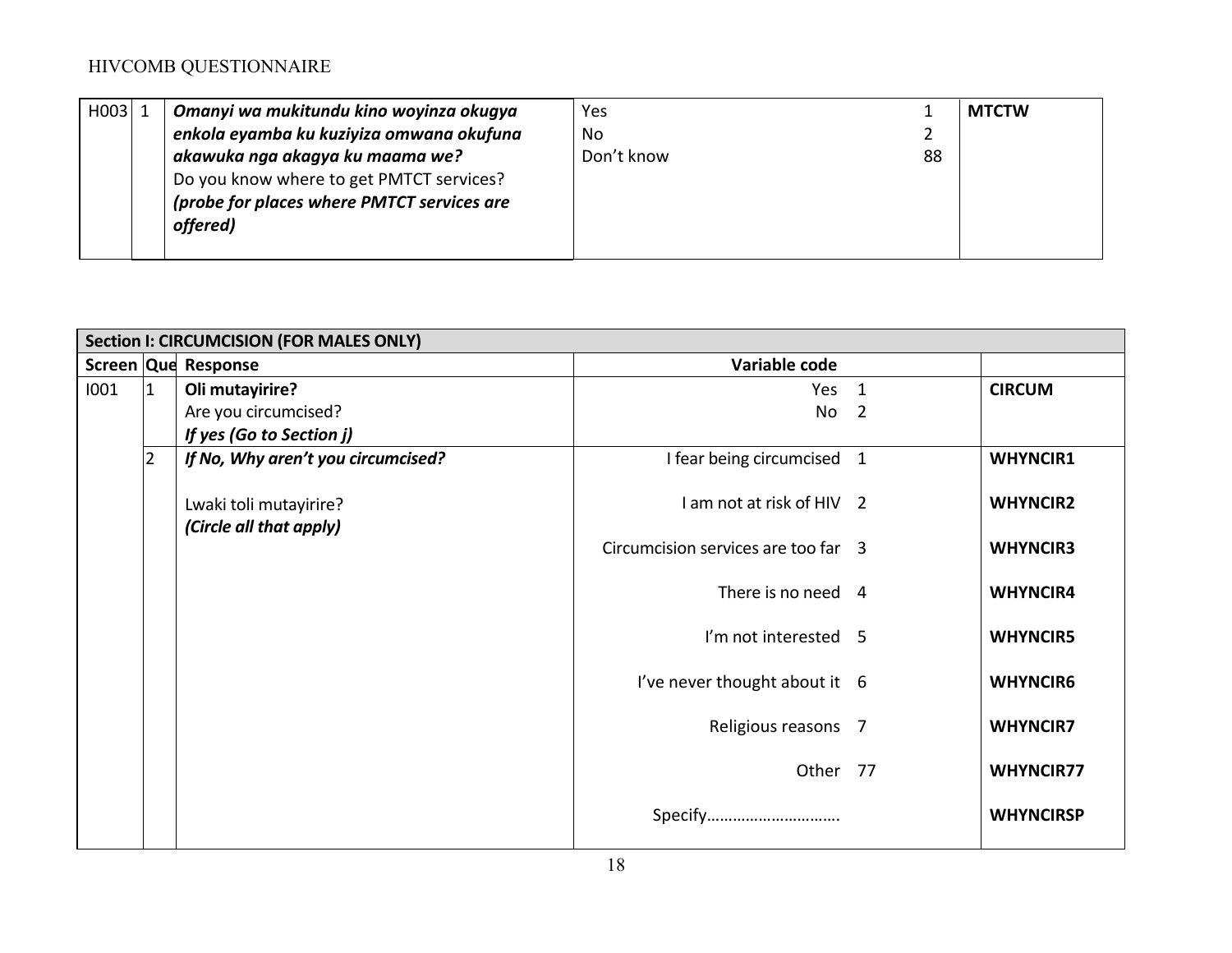| H003 | 1 | ***Omanyi wa mukitundu kino woyinza okugya enkola eyamba ku kuziyiza omwana okufuna akawuka nga akagya ku maama we?*** Do you know where to get PMTCT services? ***(probe for places where PMTCT services are offered)*** | Yes 1<br>No 2<br>Don't know 88 | **MTCTW** |
|---|---|---|---|---|

| **Section I: CIRCUMCISION (FOR MALES ONLY)** | | | | |
|---|---|---|---|---|
| **Screen** | **Que** | **Response** | **Variable code** | |
| I001 | 1 | **Oli mutayirire?**<br>Are you circumcised?<br>***If yes (Go to Section j)*** | Yes 1<br>No 2 | **CIRCUM** |
| | 2 | ***If No, Why aren't you circumcised?***<br><br>Lwaki toli mutayirire?<br>***(Circle all that apply)*** | I fear being circumcised 1 | **WHYNCIR1** |
| | | | I am not at risk of HIV 2 | **WHYNCIR2** |
| | | | Circumcision services are too far 3 | **WHYNCIR3** |
| | | | There is no need 4 | **WHYNCIR4** |
| | | | I'm not interested 5 | **WHYNCIR5** |
| | | | I've never thought about it 6 | **WHYNCIR6** |
| | | | Religious reasons 7 | **WHYNCIR7** |
| | | | Other 77 | **WHYNCIR77** |
| | | | Specify………………………… | **WHYNCIRSP** |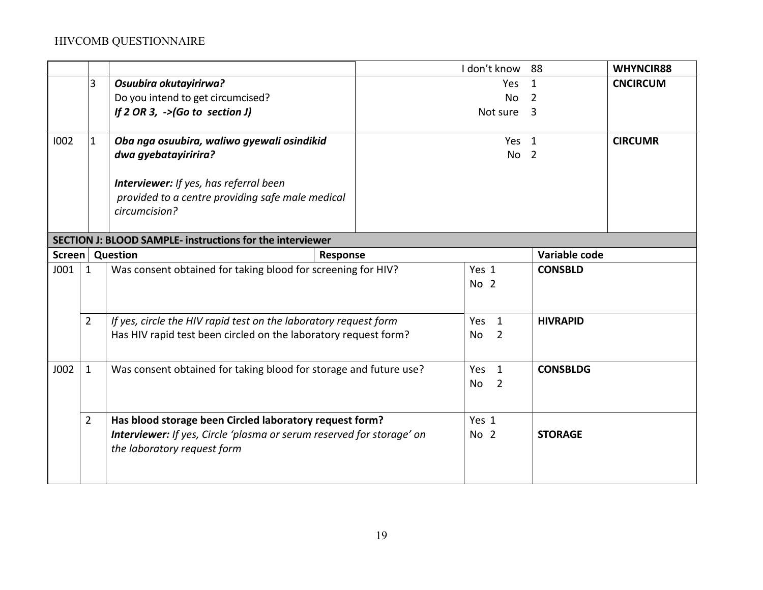| | | | | |
|---|---|---|---|---|
| | | | I don't know 88 | **WHYNCIR88** |
| | 3 | ***Osuubira okutayirirwa?*** <br> Do you intend to get circumcised? <br> ***If 2 OR 3, ->(Go to section J)*** | Yes 1 <br> No 2 <br> Not sure 3 | **CNCIRCUM** |
| I002 | 1 | ***Oba nga osuubira, waliwo gyewali osindikid dwa gyebatayiririra?*** <br><br> ***Interviewer:*** *If yes, has referral been provided to a centre providing safe male medical circumcision?* | Yes 1 <br> No 2 | **CIRCUMR** |

**SECTION J: BLOOD SAMPLE- instructions for the interviewer**

| Screen | | Question | Response | Variable code |
|---|---|---|---|---|
| J001 | 1 | Was consent obtained for taking blood for screening for HIV? | Yes 1 <br> No 2 | **CONSBLD** |
| | 2 | *If yes, circle the HIV rapid test on the laboratory request form* <br> Has HIV rapid test been circled on the laboratory request form? | Yes 1 <br> No 2 | **HIVRAPID** |
| J002 | 1 | Was consent obtained for taking blood for storage and future use? | Yes 1 <br> No 2 | **CONSBLDG** |
| | 2 | **Has blood storage been Circled laboratory request form?** <br> ***Interviewer:*** *If yes, Circle 'plasma or serum reserved for storage' on the laboratory request form* | Yes 1 <br> No 2 | **STORAGE** |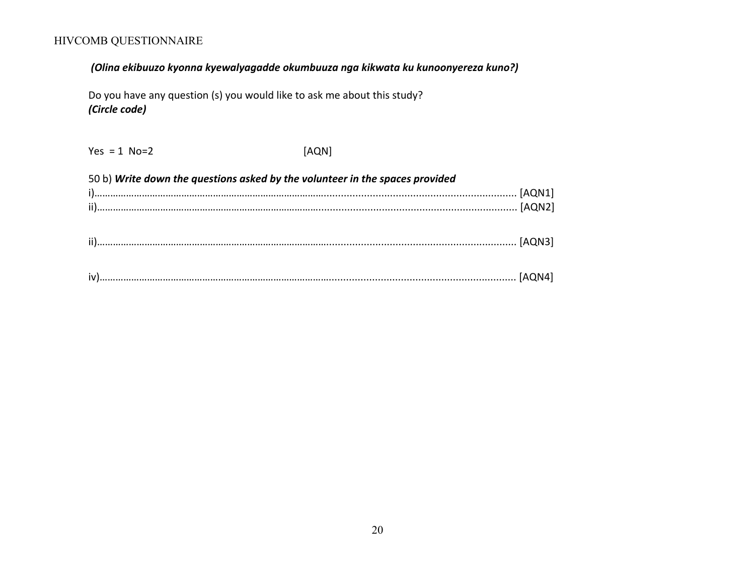***(Olina ekibuuzo kyonna kyewalyagadde okumbuuza nga kikwata ku kunoonyereza kuno?)***

Do you have any question (s) you would like to ask me about this study?
***(Circle code)***

Yes = 1 No=2 [AQN]

50 b) ***Write down the questions asked by the volunteer in the spaces provided***

i)……………………………………………………………………………………………………………………………………… [AQN1]

ii)……………………………………………………………………………………………………………………………………… [AQN2]

ii)……………………………………………………………………………………………………………………………………… [AQN3]

iv)……………………………………………………………………………………………………………………………………… [AQN4]